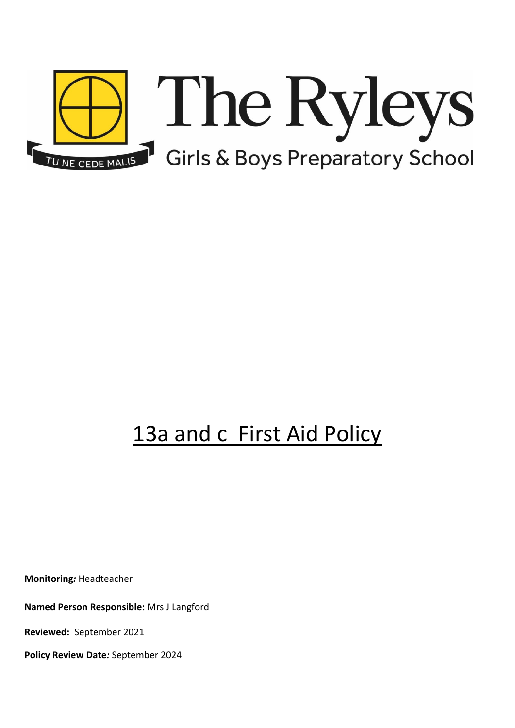# The Ryleys

TU NE CEDE MALIS

Girls & Boys Preparatory School

# 13a and c First Aid Policy

**Monitoring:** Headteacher

**Named Person Responsible:** Mrs J Langford

**Reviewed:** September 2021

**Policy Review Date:** September 2024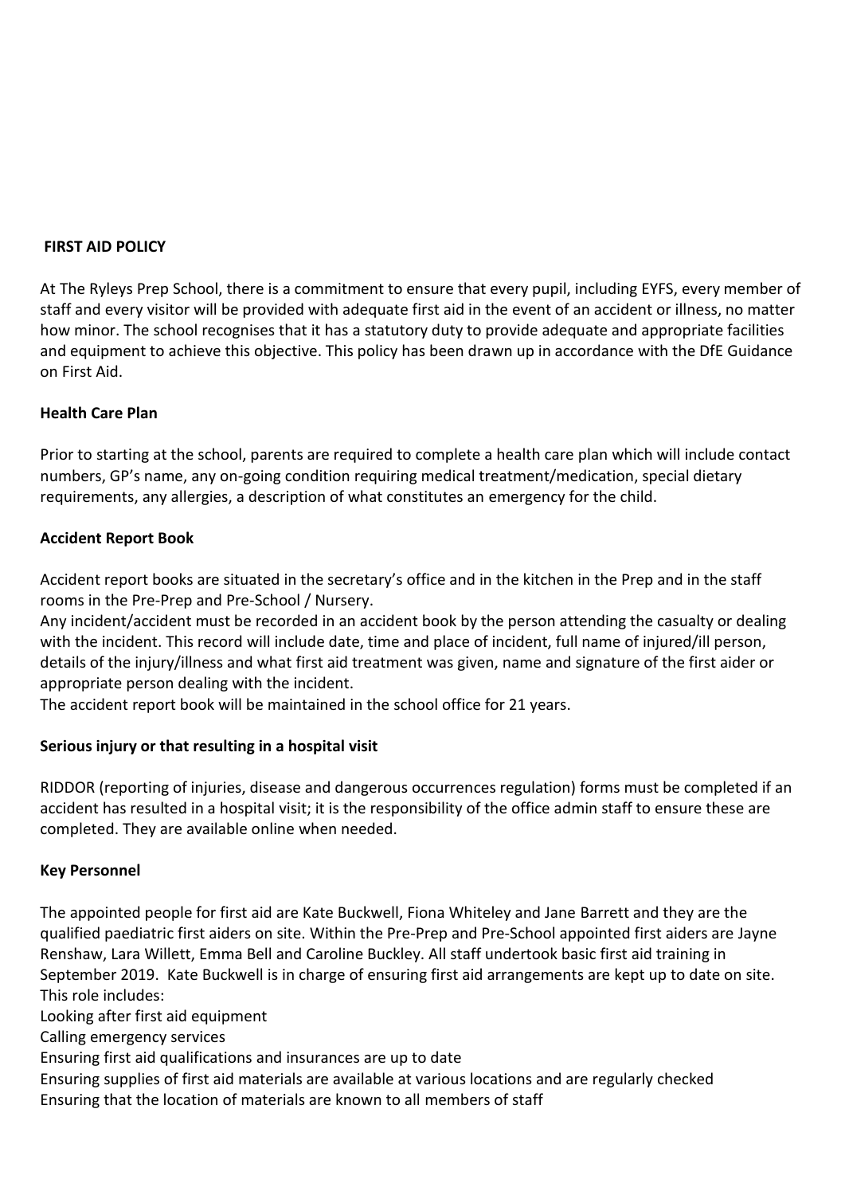**FIRST AID POLICY**

At The Ryleys Prep School, there is a commitment to ensure that every pupil, including EYFS, every member of staff and every visitor will be provided with adequate first aid in the event of an accident or illness, no matter how minor. The school recognises that it has a statutory duty to provide adequate and appropriate facilities and equipment to achieve this objective. This policy has been drawn up in accordance with the DfE Guidance on First Aid.

**Health Care Plan**

Prior to starting at the school, parents are required to complete a health care plan which will include contact numbers, GP's name, any on-going condition requiring medical treatment/medication, special dietary requirements, any allergies, a description of what constitutes an emergency for the child.

**Accident Report Book**

Accident report books are situated in the secretary's office and in the kitchen in the Prep and in the staff rooms in the Pre-Prep and Pre-School / Nursery.

Any incident/accident must be recorded in an accident book by the person attending the casualty or dealing with the incident. This record will include date, time and place of incident, full name of injured/ill person, details of the injury/illness and what first aid treatment was given, name and signature of the first aider or appropriate person dealing with the incident.

The accident report book will be maintained in the school office for 21 years.

**Serious injury or that resulting in a hospital visit**

RIDDOR (reporting of injuries, disease and dangerous occurrences regulation) forms must be completed if an accident has resulted in a hospital visit; it is the responsibility of the office admin staff to ensure these are completed. They are available online when needed.

**Key Personnel**

The appointed people for first aid are Kate Buckwell, Fiona Whiteley and Jane Barrett and they are the qualified paediatric first aiders on site. Within the Pre-Prep and Pre-School appointed first aiders are Jayne Renshaw, Lara Willett, Emma Bell and Caroline Buckley. All staff undertook basic first aid training in September 2019. Kate Buckwell is in charge of ensuring first aid arrangements are kept up to date on site. This role includes:

Looking after first aid equipment
Calling emergency services
Ensuring first aid qualifications and insurances are up to date
Ensuring supplies of first aid materials are available at various locations and are regularly checked
Ensuring that the location of materials are known to all members of staff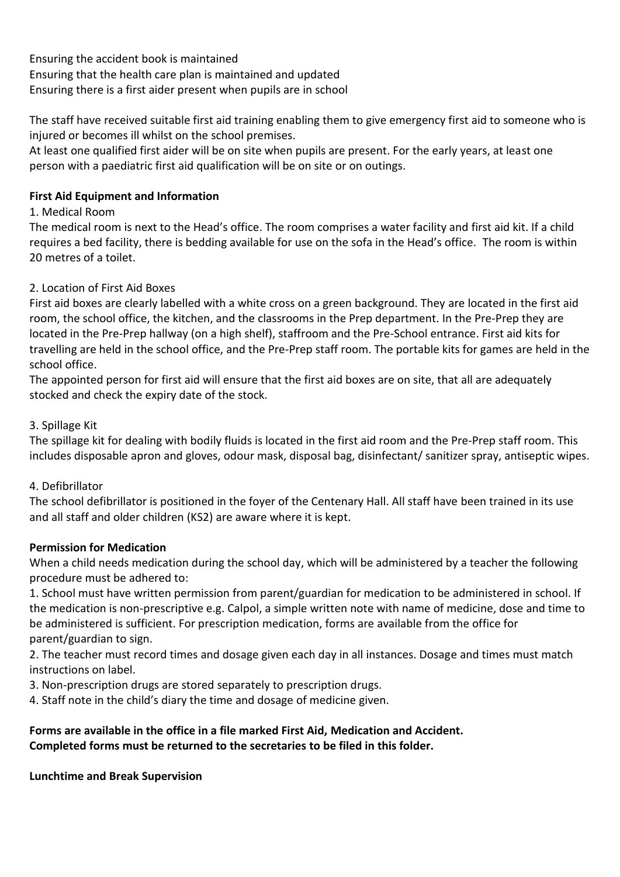Ensuring the accident book is maintained
Ensuring that the health care plan is maintained and updated
Ensuring there is a first aider present when pupils are in school

The staff have received suitable first aid training enabling them to give emergency first aid to someone who is injured or becomes ill whilst on the school premises.
At least one qualified first aider will be on site when pupils are present. For the early years, at least one person with a paediatric first aid qualification will be on site or on outings.

**First Aid Equipment and Information**

1. Medical Room
The medical room is next to the Head's office. The room comprises a water facility and first aid kit. If a child requires a bed facility, there is bedding available for use on the sofa in the Head's office. The room is within 20 metres of a toilet.

2. Location of First Aid Boxes
First aid boxes are clearly labelled with a white cross on a green background. They are located in the first aid room, the school office, the kitchen, and the classrooms in the Prep department. In the Pre-Prep they are located in the Pre-Prep hallway (on a high shelf), staffroom and the Pre-School entrance. First aid kits for travelling are held in the school office, and the Pre-Prep staff room. The portable kits for games are held in the school office.
The appointed person for first aid will ensure that the first aid boxes are on site, that all are adequately stocked and check the expiry date of the stock.

3. Spillage Kit
The spillage kit for dealing with bodily fluids is located in the first aid room and the Pre-Prep staff room. This includes disposable apron and gloves, odour mask, disposal bag, disinfectant/ sanitizer spray, antiseptic wipes.

4. Defibrillator
The school defibrillator is positioned in the foyer of the Centenary Hall. All staff have been trained in its use and all staff and older children (KS2) are aware where it is kept.

**Permission for Medication**

When a child needs medication during the school day, which will be administered by a teacher the following procedure must be adhered to:

1. School must have written permission from parent/guardian for medication to be administered in school. If the medication is non-prescriptive e.g. Calpol, a simple written note with name of medicine, dose and time to be administered is sufficient. For prescription medication, forms are available from the office for parent/guardian to sign.
2. The teacher must record times and dosage given each day in all instances. Dosage and times must match instructions on label.
3. Non-prescription drugs are stored separately to prescription drugs.
4. Staff note in the child's diary the time and dosage of medicine given.

**Forms are available in the office in a file marked First Aid, Medication and Accident.**
**Completed forms must be returned to the secretaries to be filed in this folder.**

**Lunchtime and Break Supervision**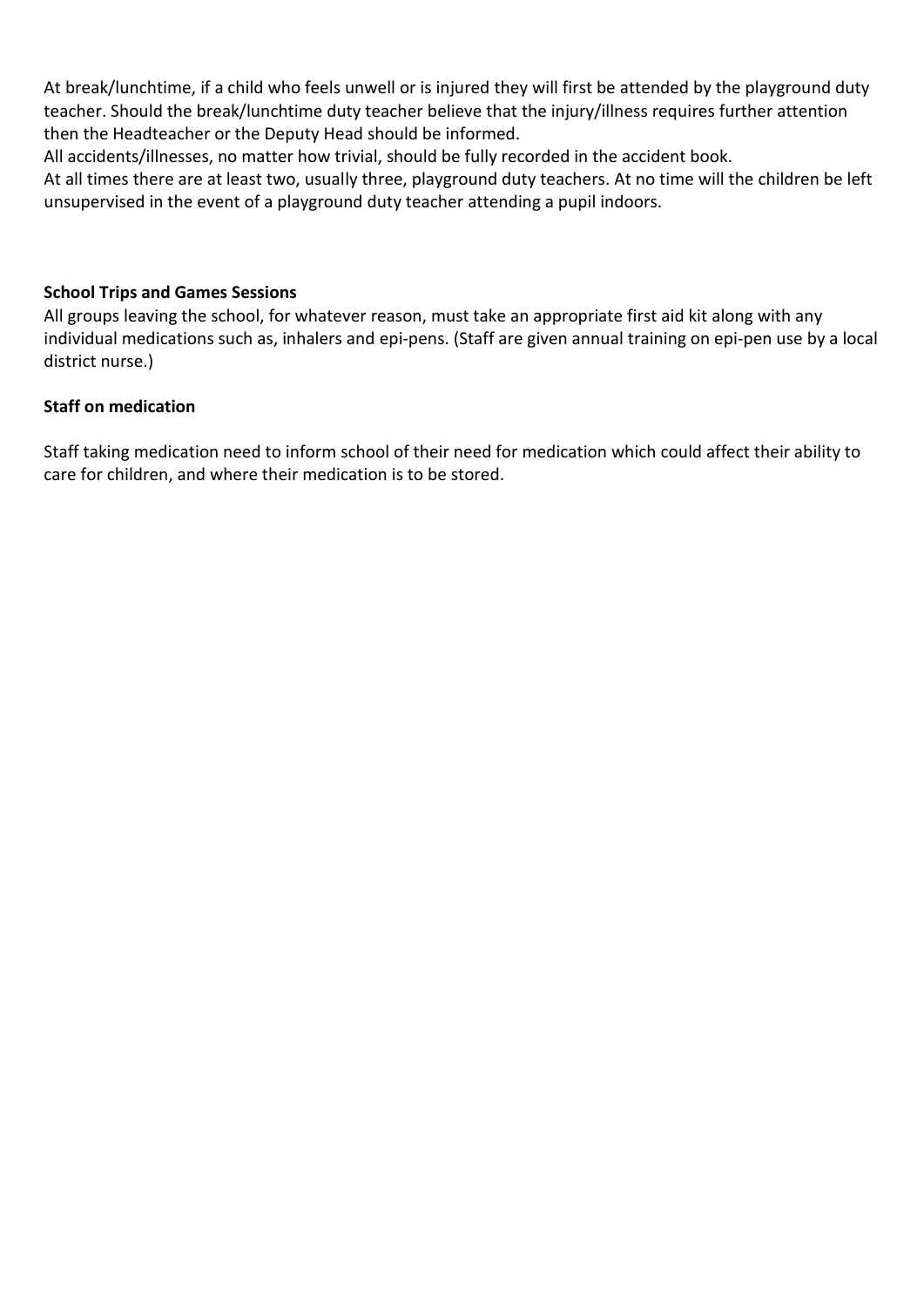At break/lunchtime, if a child who feels unwell or is injured they will first be attended by the playground duty teacher. Should the break/lunchtime duty teacher believe that the injury/illness requires further attention then the Headteacher or the Deputy Head should be informed.

All accidents/illnesses, no matter how trivial, should be fully recorded in the accident book.

At all times there are at least two, usually three, playground duty teachers. At no time will the children be left unsupervised in the event of a playground duty teacher attending a pupil indoors.

**School Trips and Games Sessions**

All groups leaving the school, for whatever reason, must take an appropriate first aid kit along with any individual medications such as, inhalers and epi-pens. (Staff are given annual training on epi-pen use by a local district nurse.)

**Staff on medication**

Staff taking medication need to inform school of their need for medication which could affect their ability to care for children, and where their medication is to be stored.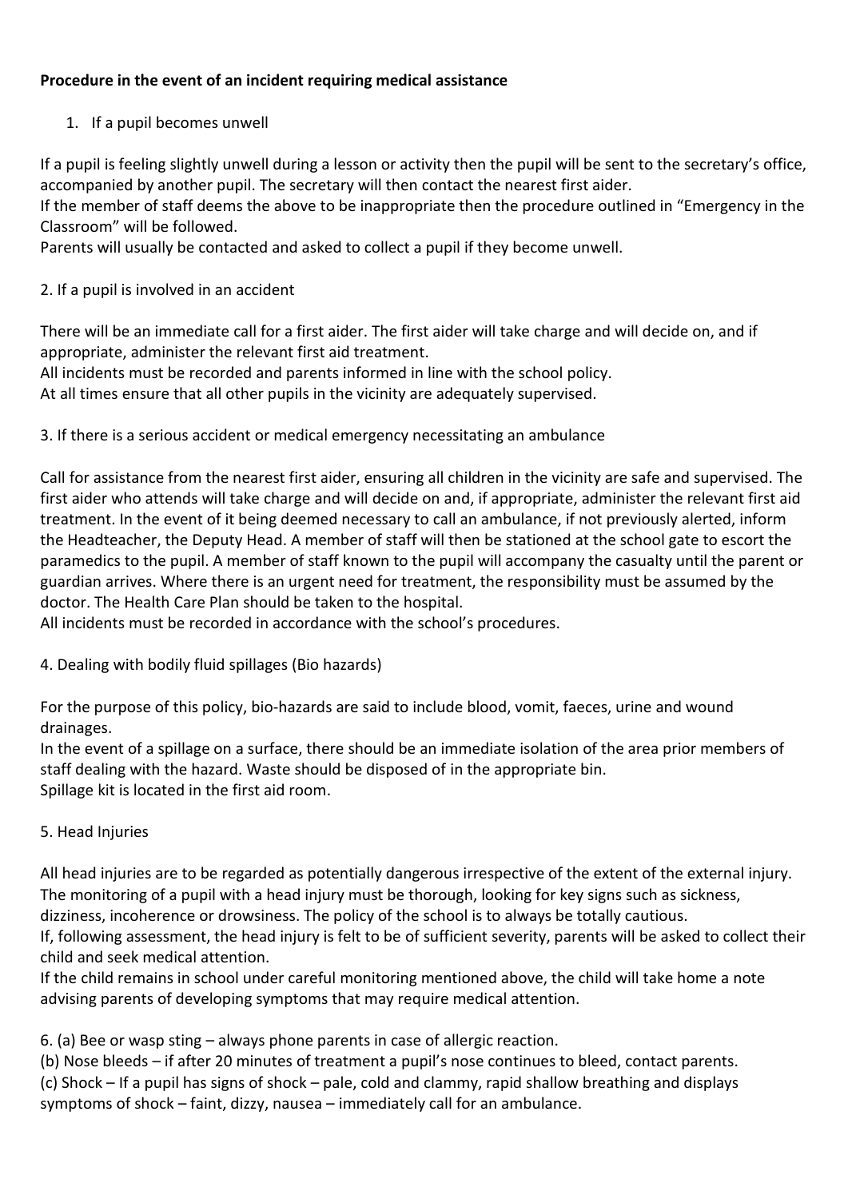**Procedure in the event of an incident requiring medical assistance**

1. If a pupil becomes unwell

If a pupil is feeling slightly unwell during a lesson or activity then the pupil will be sent to the secretary's office, accompanied by another pupil. The secretary will then contact the nearest first aider.
If the member of staff deems the above to be inappropriate then the procedure outlined in "Emergency in the Classroom" will be followed.
Parents will usually be contacted and asked to collect a pupil if they become unwell.

2. If a pupil is involved in an accident

There will be an immediate call for a first aider. The first aider will take charge and will decide on, and if appropriate, administer the relevant first aid treatment.
All incidents must be recorded and parents informed in line with the school policy.
At all times ensure that all other pupils in the vicinity are adequately supervised.

3. If there is a serious accident or medical emergency necessitating an ambulance

Call for assistance from the nearest first aider, ensuring all children in the vicinity are safe and supervised. The first aider who attends will take charge and will decide on and, if appropriate, administer the relevant first aid treatment. In the event of it being deemed necessary to call an ambulance, if not previously alerted, inform the Headteacher, the Deputy Head. A member of staff will then be stationed at the school gate to escort the paramedics to the pupil. A member of staff known to the pupil will accompany the casualty until the parent or guardian arrives. Where there is an urgent need for treatment, the responsibility must be assumed by the doctor. The Health Care Plan should be taken to the hospital.
All incidents must be recorded in accordance with the school's procedures.

4. Dealing with bodily fluid spillages (Bio hazards)

For the purpose of this policy, bio-hazards are said to include blood, vomit, faeces, urine and wound drainages.
In the event of a spillage on a surface, there should be an immediate isolation of the area prior members of staff dealing with the hazard. Waste should be disposed of in the appropriate bin.
Spillage kit is located in the first aid room.

5. Head Injuries

All head injuries are to be regarded as potentially dangerous irrespective of the extent of the external injury. The monitoring of a pupil with a head injury must be thorough, looking for key signs such as sickness, dizziness, incoherence or drowsiness. The policy of the school is to always be totally cautious.
If, following assessment, the head injury is felt to be of sufficient severity, parents will be asked to collect their child and seek medical attention.
If the child remains in school under careful monitoring mentioned above, the child will take home a note advising parents of developing symptoms that may require medical attention.

6. (a) Bee or wasp sting – always phone parents in case of allergic reaction.
(b) Nose bleeds – if after 20 minutes of treatment a pupil's nose continues to bleed, contact parents.
(c) Shock – If a pupil has signs of shock – pale, cold and clammy, rapid shallow breathing and displays symptoms of shock – faint, dizzy, nausea – immediately call for an ambulance.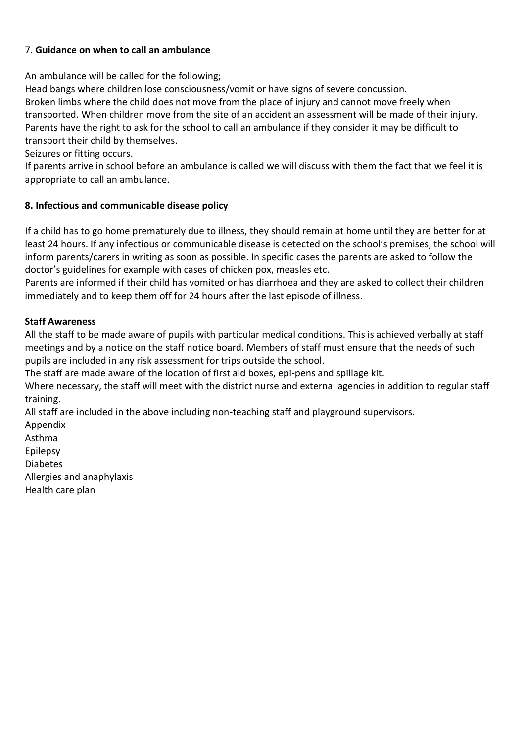### 7. **Guidance on when to call an ambulance**

An ambulance will be called for the following;

Head bangs where children lose consciousness/vomit or have signs of severe concussion.

Broken limbs where the child does not move from the place of injury and cannot move freely when transported. When children move from the site of an accident an assessment will be made of their injury. Parents have the right to ask for the school to call an ambulance if they consider it may be difficult to transport their child by themselves.

Seizures or fitting occurs.

If parents arrive in school before an ambulance is called we will discuss with them the fact that we feel it is appropriate to call an ambulance.

### **8. Infectious and communicable disease policy**

If a child has to go home prematurely due to illness, they should remain at home until they are better for at least 24 hours. If any infectious or communicable disease is detected on the school's premises, the school will inform parents/carers in writing as soon as possible. In specific cases the parents are asked to follow the doctor's guidelines for example with cases of chicken pox, measles etc.

Parents are informed if their child has vomited or has diarrhoea and they are asked to collect their children immediately and to keep them off for 24 hours after the last episode of illness.

**Staff Awareness**

All the staff to be made aware of pupils with particular medical conditions. This is achieved verbally at staff meetings and by a notice on the staff notice board. Members of staff must ensure that the needs of such pupils are included in any risk assessment for trips outside the school.

The staff are made aware of the location of first aid boxes, epi-pens and spillage kit.

Where necessary, the staff will meet with the district nurse and external agencies in addition to regular staff training.

All staff are included in the above including non-teaching staff and playground supervisors.

Appendix

Asthma

Epilepsy

Diabetes

Allergies and anaphylaxis

Health care plan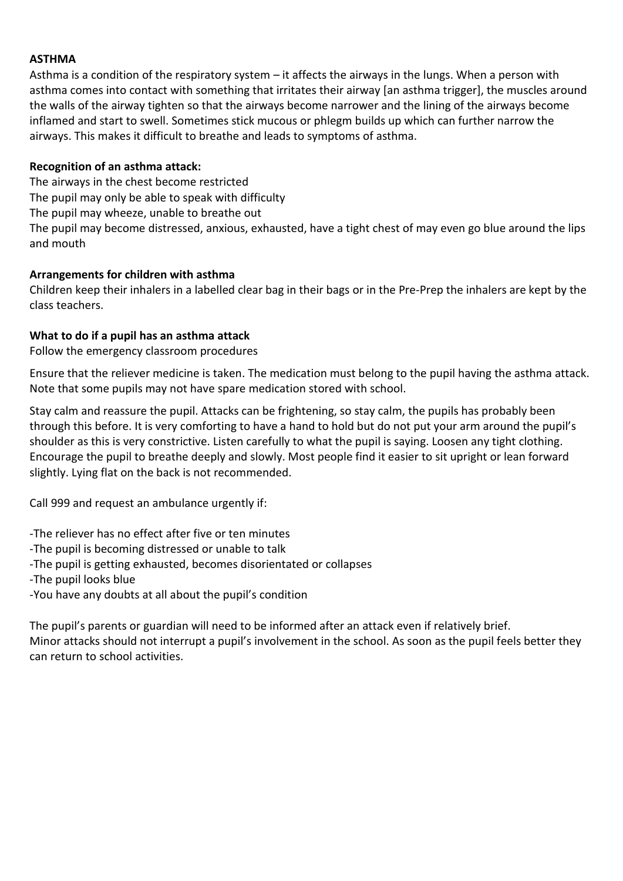**ASTHMA**

Asthma is a condition of the respiratory system – it affects the airways in the lungs. When a person with asthma comes into contact with something that irritates their airway [an asthma trigger], the muscles around the walls of the airway tighten so that the airways become narrower and the lining of the airways become inflamed and start to swell. Sometimes stick mucous or phlegm builds up which can further narrow the airways. This makes it difficult to breathe and leads to symptoms of asthma.

**Recognition of an asthma attack:**

The airways in the chest become restricted
The pupil may only be able to speak with difficulty
The pupil may wheeze, unable to breathe out
The pupil may become distressed, anxious, exhausted, have a tight chest of may even go blue around the lips and mouth

**Arrangements for children with asthma**

Children keep their inhalers in a labelled clear bag in their bags or in the Pre-Prep the inhalers are kept by the class teachers.

**What to do if a pupil has an asthma attack**

Follow the emergency classroom procedures

Ensure that the reliever medicine is taken. The medication must belong to the pupil having the asthma attack. Note that some pupils may not have spare medication stored with school.

Stay calm and reassure the pupil. Attacks can be frightening, so stay calm, the pupils has probably been through this before. It is very comforting to have a hand to hold but do not put your arm around the pupil's shoulder as this is very constrictive. Listen carefully to what the pupil is saying. Loosen any tight clothing. Encourage the pupil to breathe deeply and slowly. Most people find it easier to sit upright or lean forward slightly. Lying flat on the back is not recommended.

Call 999 and request an ambulance urgently if:

- The reliever has no effect after five or ten minutes
- The pupil is becoming distressed or unable to talk
- The pupil is getting exhausted, becomes disorientated or collapses
- The pupil looks blue
- You have any doubts at all about the pupil's condition

The pupil's parents or guardian will need to be informed after an attack even if relatively brief.
Minor attacks should not interrupt a pupil's involvement in the school. As soon as the pupil feels better they can return to school activities.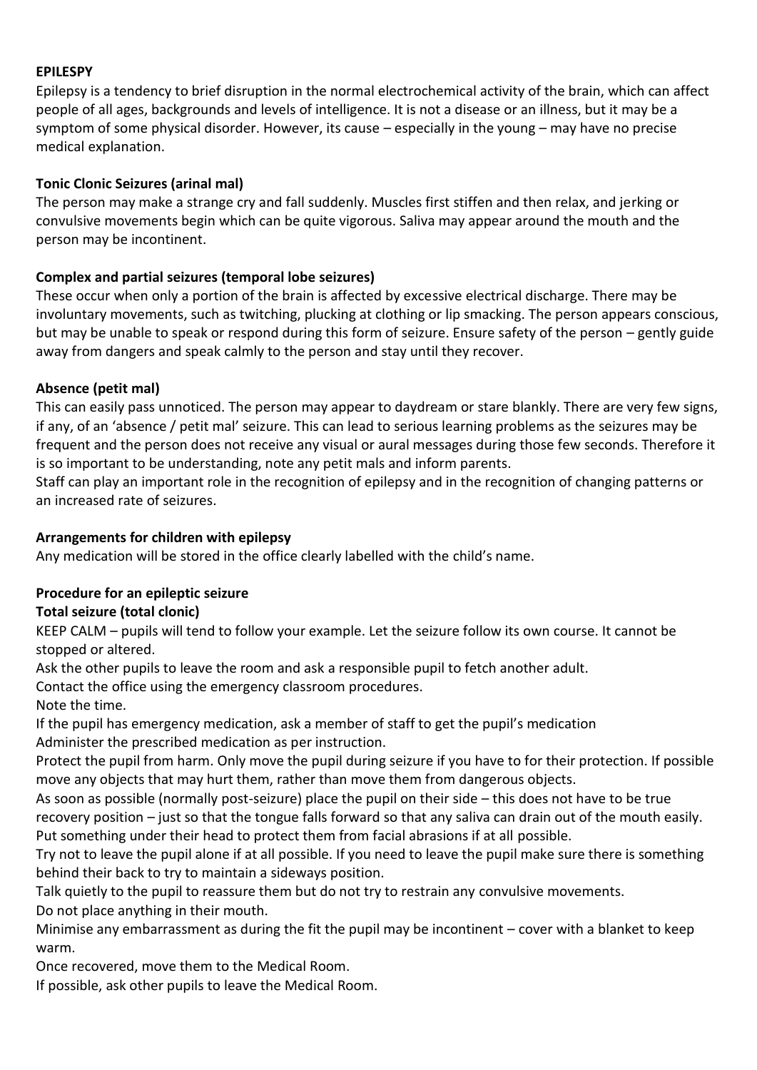**EPILESPY**

Epilepsy is a tendency to brief disruption in the normal electrochemical activity of the brain, which can affect people of all ages, backgrounds and levels of intelligence. It is not a disease or an illness, but it may be a symptom of some physical disorder. However, its cause – especially in the young – may have no precise medical explanation.

**Tonic Clonic Seizures (arinal mal)**

The person may make a strange cry and fall suddenly. Muscles first stiffen and then relax, and jerking or convulsive movements begin which can be quite vigorous. Saliva may appear around the mouth and the person may be incontinent.

**Complex and partial seizures (temporal lobe seizures)**

These occur when only a portion of the brain is affected by excessive electrical discharge. There may be involuntary movements, such as twitching, plucking at clothing or lip smacking. The person appears conscious, but may be unable to speak or respond during this form of seizure. Ensure safety of the person – gently guide away from dangers and speak calmly to the person and stay until they recover.

**Absence (petit mal)**

This can easily pass unnoticed. The person may appear to daydream or stare blankly. There are very few signs, if any, of an 'absence / petit mal' seizure. This can lead to serious learning problems as the seizures may be frequent and the person does not receive any visual or aural messages during those few seconds. Therefore it is so important to be understanding, note any petit mals and inform parents.

Staff can play an important role in the recognition of epilepsy and in the recognition of changing patterns or an increased rate of seizures.

**Arrangements for children with epilepsy**

Any medication will be stored in the office clearly labelled with the child's name.

**Procedure for an epileptic seizure**

**Total seizure (total clonic)**

KEEP CALM – pupils will tend to follow your example. Let the seizure follow its own course. It cannot be stopped or altered.

Ask the other pupils to leave the room and ask a responsible pupil to fetch another adult.

Contact the office using the emergency classroom procedures.

Note the time.

If the pupil has emergency medication, ask a member of staff to get the pupil's medication

Administer the prescribed medication as per instruction.

Protect the pupil from harm. Only move the pupil during seizure if you have to for their protection. If possible move any objects that may hurt them, rather than move them from dangerous objects.

As soon as possible (normally post-seizure) place the pupil on their side – this does not have to be true recovery position – just so that the tongue falls forward so that any saliva can drain out of the mouth easily. Put something under their head to protect them from facial abrasions if at all possible.

Try not to leave the pupil alone if at all possible. If you need to leave the pupil make sure there is something behind their back to try to maintain a sideways position.

Talk quietly to the pupil to reassure them but do not try to restrain any convulsive movements.

Do not place anything in their mouth.

Minimise any embarrassment as during the fit the pupil may be incontinent – cover with a blanket to keep warm.

Once recovered, move them to the Medical Room.

If possible, ask other pupils to leave the Medical Room.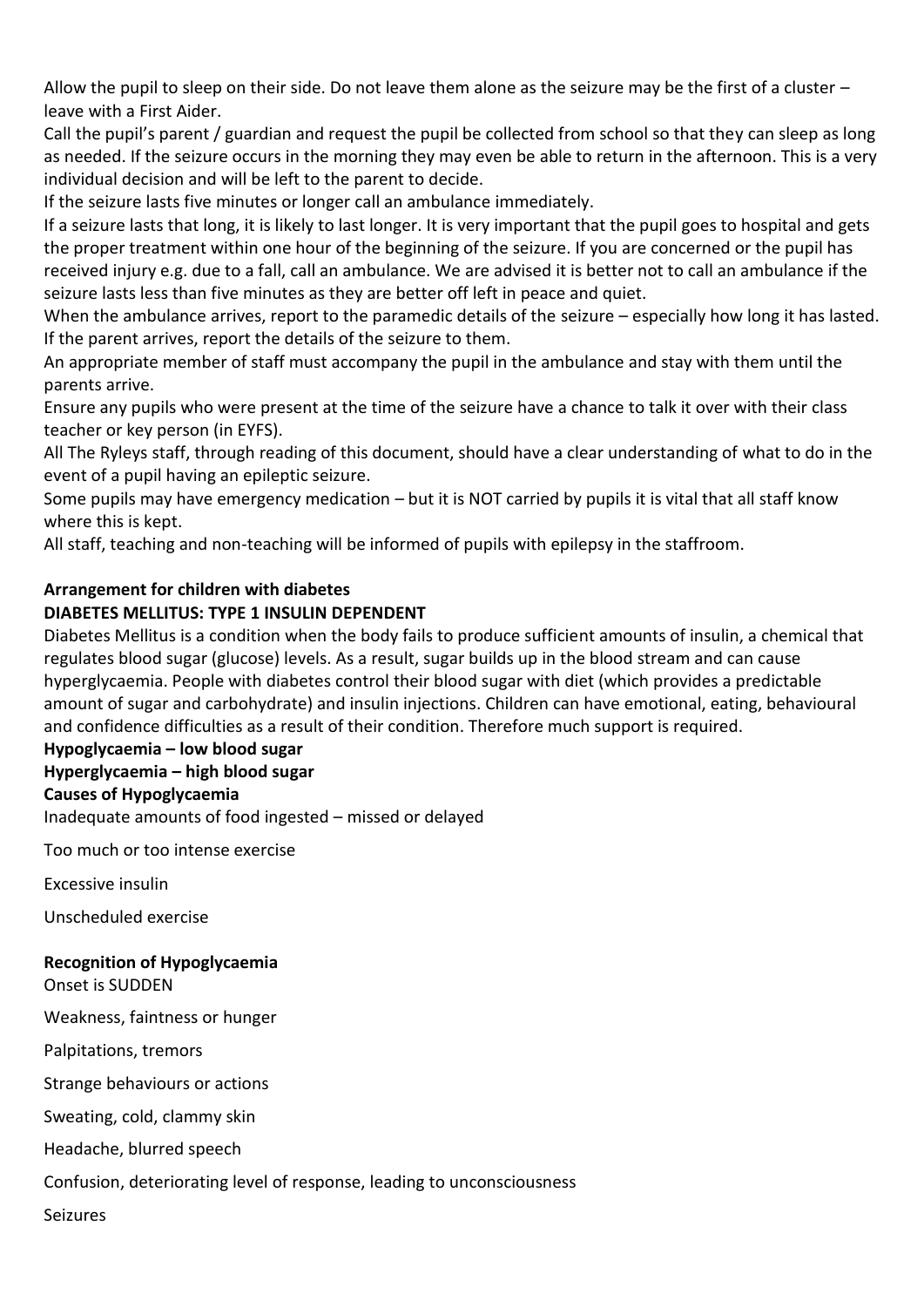Allow the pupil to sleep on their side. Do not leave them alone as the seizure may be the first of a cluster – leave with a First Aider.

Call the pupil's parent / guardian and request the pupil be collected from school so that they can sleep as long as needed. If the seizure occurs in the morning they may even be able to return in the afternoon. This is a very individual decision and will be left to the parent to decide.

If the seizure lasts five minutes or longer call an ambulance immediately.

If a seizure lasts that long, it is likely to last longer. It is very important that the pupil goes to hospital and gets the proper treatment within one hour of the beginning of the seizure. If you are concerned or the pupil has received injury e.g. due to a fall, call an ambulance. We are advised it is better not to call an ambulance if the seizure lasts less than five minutes as they are better off left in peace and quiet.

When the ambulance arrives, report to the paramedic details of the seizure – especially how long it has lasted. If the parent arrives, report the details of the seizure to them.

An appropriate member of staff must accompany the pupil in the ambulance and stay with them until the parents arrive.

Ensure any pupils who were present at the time of the seizure have a chance to talk it over with their class teacher or key person (in EYFS).

All The Ryleys staff, through reading of this document, should have a clear understanding of what to do in the event of a pupil having an epileptic seizure.

Some pupils may have emergency medication – but it is NOT carried by pupils it is vital that all staff know where this is kept.

All staff, teaching and non-teaching will be informed of pupils with epilepsy in the staffroom.

**Arrangement for children with diabetes**

**DIABETES MELLITUS: TYPE 1 INSULIN DEPENDENT**

Diabetes Mellitus is a condition when the body fails to produce sufficient amounts of insulin, a chemical that regulates blood sugar (glucose) levels. As a result, sugar builds up in the blood stream and can cause hyperglycaemia. People with diabetes control their blood sugar with diet (which provides a predictable amount of sugar and carbohydrate) and insulin injections. Children can have emotional, eating, behavioural and confidence difficulties as a result of their condition. Therefore much support is required.

**Hypoglycaemia – low blood sugar**

**Hyperglycaemia – high blood sugar**

**Causes of Hypoglycaemia**

Inadequate amounts of food ingested – missed or delayed

Too much or too intense exercise

Excessive insulin

Unscheduled exercise

**Recognition of Hypoglycaemia**

Onset is SUDDEN

Weakness, faintness or hunger

Palpitations, tremors

Strange behaviours or actions

Sweating, cold, clammy skin

Headache, blurred speech

Confusion, deteriorating level of response, leading to unconsciousness

Seizures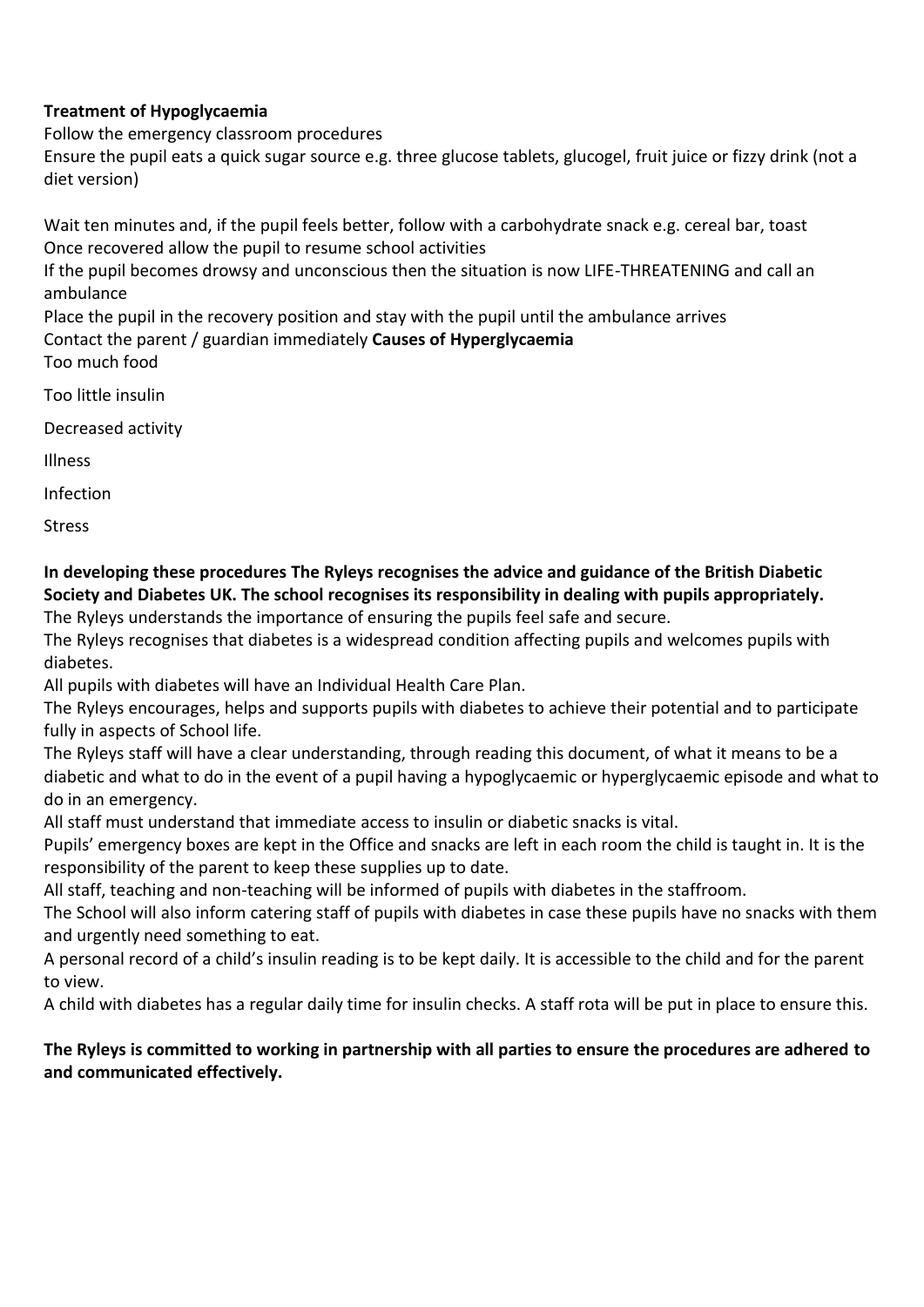**Treatment of Hypoglycaemia**

Follow the emergency classroom procedures

Ensure the pupil eats a quick sugar source e.g. three glucose tablets, glucogel, fruit juice or fizzy drink (not a diet version)

Wait ten minutes and, if the pupil feels better, follow with a carbohydrate snack e.g. cereal bar, toast

Once recovered allow the pupil to resume school activities

If the pupil becomes drowsy and unconscious then the situation is now LIFE-THREATENING and call an ambulance

Place the pupil in the recovery position and stay with the pupil until the ambulance arrives

Contact the parent / guardian immediately

**Causes of Hyperglycaemia**

Too much food

Too little insulin

Decreased activity

Illness

Infection

Stress

**In developing these procedures The Ryleys recognises the advice and guidance of the British Diabetic Society and Diabetes UK. The school recognises its responsibility in dealing with pupils appropriately.**

The Ryleys understands the importance of ensuring the pupils feel safe and secure.

The Ryleys recognises that diabetes is a widespread condition affecting pupils and welcomes pupils with diabetes.

All pupils with diabetes will have an Individual Health Care Plan.

The Ryleys encourages, helps and supports pupils with diabetes to achieve their potential and to participate fully in aspects of School life.

The Ryleys staff will have a clear understanding, through reading this document, of what it means to be a diabetic and what to do in the event of a pupil having a hypoglycaemic or hyperglycaemic episode and what to do in an emergency.

All staff must understand that immediate access to insulin or diabetic snacks is vital.

Pupils' emergency boxes are kept in the Office and snacks are left in each room the child is taught in. It is the responsibility of the parent to keep these supplies up to date.

All staff, teaching and non-teaching will be informed of pupils with diabetes in the staffroom.

The School will also inform catering staff of pupils with diabetes in case these pupils have no snacks with them and urgently need something to eat.

A personal record of a child's insulin reading is to be kept daily. It is accessible to the child and for the parent to view.

A child with diabetes has a regular daily time for insulin checks. A staff rota will be put in place to ensure this.

**The Ryleys is committed to working in partnership with all parties to ensure the procedures are adhered to and communicated effectively.**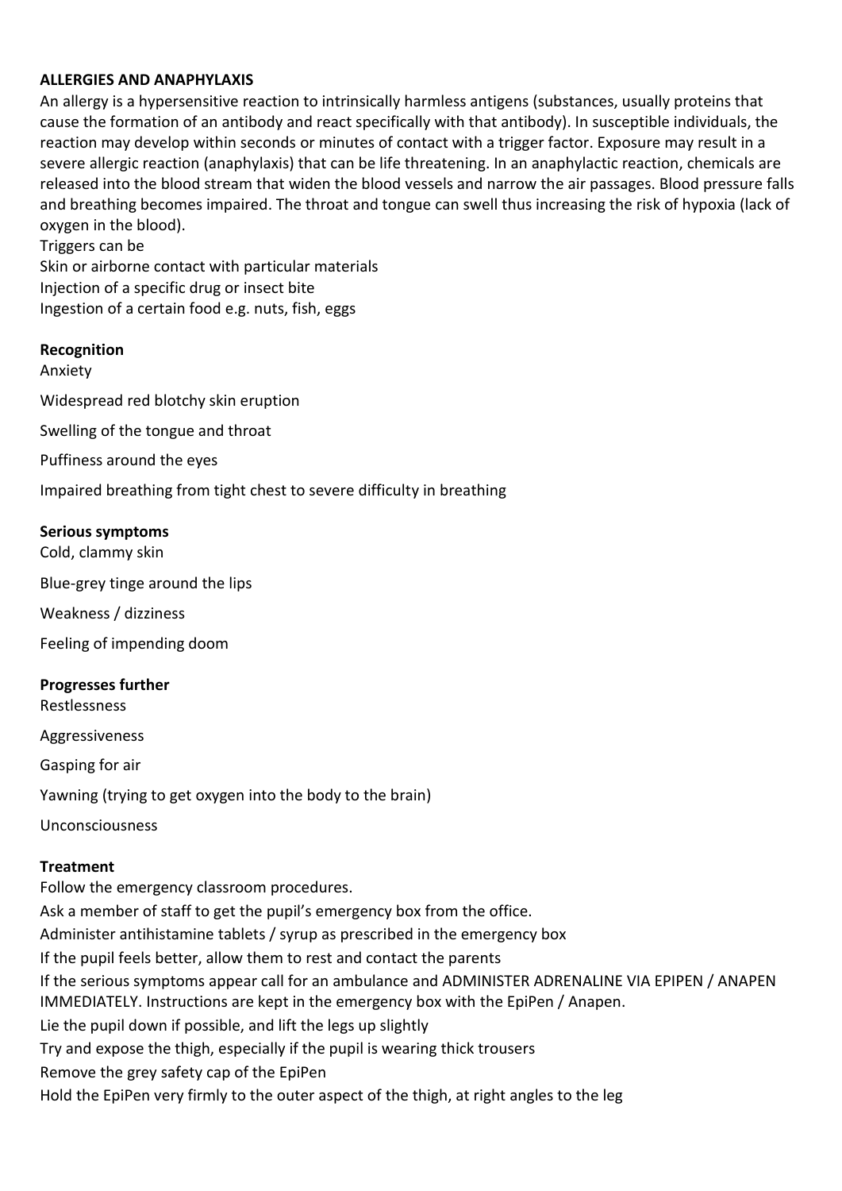**ALLERGIES AND ANAPHYLAXIS**

An allergy is a hypersensitive reaction to intrinsically harmless antigens (substances, usually proteins that cause the formation of an antibody and react specifically with that antibody). In susceptible individuals, the reaction may develop within seconds or minutes of contact with a trigger factor. Exposure may result in a severe allergic reaction (anaphylaxis) that can be life threatening. In an anaphylactic reaction, chemicals are released into the blood stream that widen the blood vessels and narrow the air passages. Blood pressure falls and breathing becomes impaired. The throat and tongue can swell thus increasing the risk of hypoxia (lack of oxygen in the blood).

Triggers can be

Skin or airborne contact with particular materials

Injection of a specific drug or insect bite

Ingestion of a certain food e.g. nuts, fish, eggs

**Recognition**

Anxiety

Widespread red blotchy skin eruption

Swelling of the tongue and throat

Puffiness around the eyes

Impaired breathing from tight chest to severe difficulty in breathing

**Serious symptoms**

Cold, clammy skin

Blue-grey tinge around the lips

Weakness / dizziness

Feeling of impending doom

**Progresses further**

Restlessness

Aggressiveness

Gasping for air

Yawning (trying to get oxygen into the body to the brain)

Unconsciousness

**Treatment**

Follow the emergency classroom procedures.

Ask a member of staff to get the pupil's emergency box from the office.

Administer antihistamine tablets / syrup as prescribed in the emergency box

If the pupil feels better, allow them to rest and contact the parents

If the serious symptoms appear call for an ambulance and ADMINISTER ADRENALINE VIA EPIPEN / ANAPEN IMMEDIATELY. Instructions are kept in the emergency box with the EpiPen / Anapen.

Lie the pupil down if possible, and lift the legs up slightly

Try and expose the thigh, especially if the pupil is wearing thick trousers

Remove the grey safety cap of the EpiPen

Hold the EpiPen very firmly to the outer aspect of the thigh, at right angles to the leg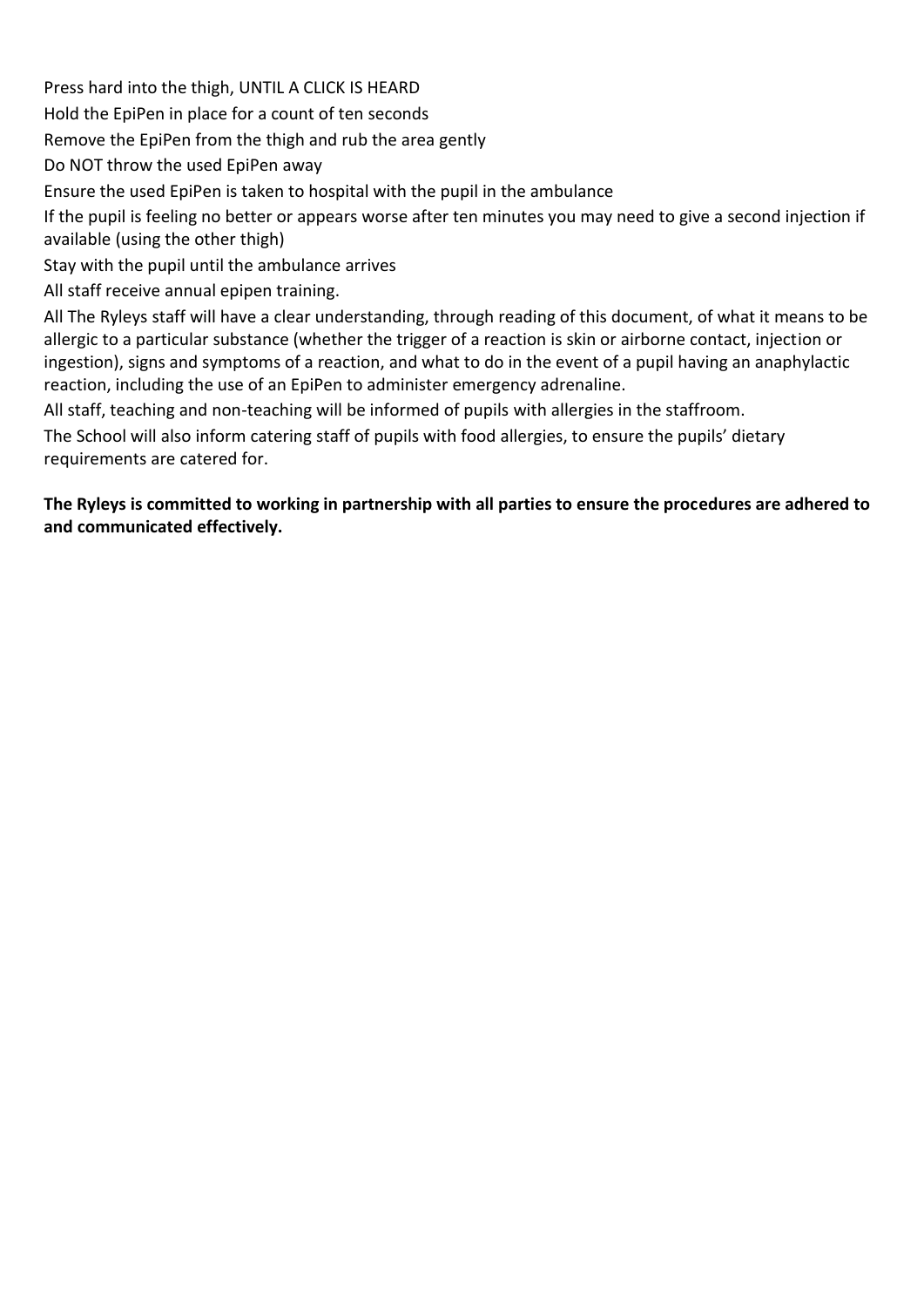Press hard into the thigh, UNTIL A CLICK IS HEARD

Hold the EpiPen in place for a count of ten seconds

Remove the EpiPen from the thigh and rub the area gently

Do NOT throw the used EpiPen away

Ensure the used EpiPen is taken to hospital with the pupil in the ambulance

If the pupil is feeling no better or appears worse after ten minutes you may need to give a second injection if available (using the other thigh)

Stay with the pupil until the ambulance arrives

All staff receive annual epipen training.

All The Ryleys staff will have a clear understanding, through reading of this document, of what it means to be allergic to a particular substance (whether the trigger of a reaction is skin or airborne contact, injection or ingestion), signs and symptoms of a reaction, and what to do in the event of a pupil having an anaphylactic reaction, including the use of an EpiPen to administer emergency adrenaline.

All staff, teaching and non-teaching will be informed of pupils with allergies in the staffroom.

The School will also inform catering staff of pupils with food allergies, to ensure the pupils' dietary requirements are catered for.

**The Ryleys is committed to working in partnership with all parties to ensure the procedures are adhered to and communicated effectively.**